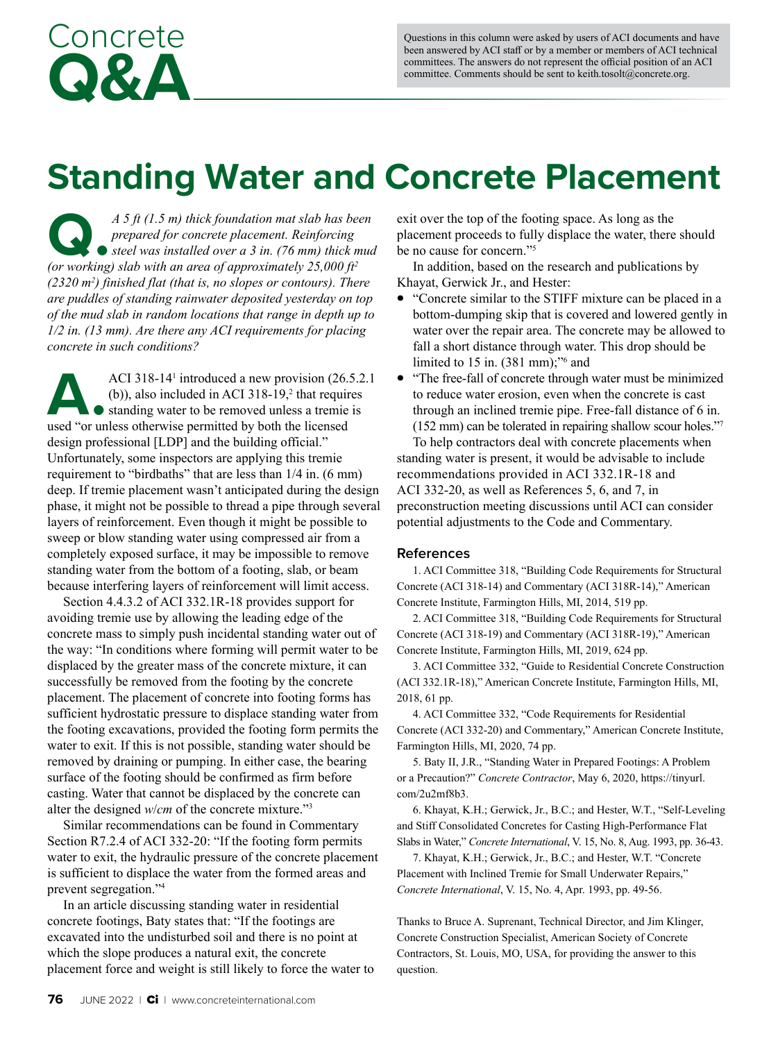# Concrete Q&A

Questions in this column were asked by users of ACI documents and have been answered by ACI staff or by a member or members of ACI technical committees. The answers do not represent the official position of an ACI committee. Comments should be sent to keith.tosolt@concrete.org.

# Standing Water and Concrete Placement

**Q.** *A 5 ft (1.5 m) thick foundation mat slab has been prepared for concrete placement. Reinforcing steel was installed over a 3 in. (76 mm) thick mud (or working) slab with an area of approximately 25,000 ft² (2320 m²) finished flat (that is, no slopes or contours). There are puddles of standing rainwater deposited yesterday on top of the mud slab in random locations that range in depth up to 1/2 in. (13 mm). Are there any ACI requirements for placing concrete in such conditions?*

**A.** ACI 318-14[1] introduced a new provision (26.5.2.1 (b)), also included in ACI 318-19,[2] that requires standing water to be removed unless a tremie is used "or unless otherwise permitted by both the licensed design professional [LDP] and the building official." Unfortunately, some inspectors are applying this tremie requirement to "birdbaths" that are less than 1/4 in. (6 mm) deep. If tremie placement wasn't anticipated during the design phase, it might not be possible to thread a pipe through several layers of reinforcement. Even though it might be possible to sweep or blow standing water using compressed air from a completely exposed surface, it may be impossible to remove standing water from the bottom of a footing, slab, or beam because interfering layers of reinforcement will limit access.

Section 4.4.3.2 of ACI 332.1R-18 provides support for avoiding tremie use by allowing the leading edge of the concrete mass to simply push incidental standing water out of the way: "In conditions where forming will permit water to be displaced by the greater mass of the concrete mixture, it can successfully be removed from the footing by the concrete placement. The placement of concrete into footing forms has sufficient hydrostatic pressure to displace standing water from the footing excavations, provided the footing form permits the water to exit. If this is not possible, standing water should be removed by draining or pumping. In either case, the bearing surface of the footing should be confirmed as firm before casting. Water that cannot be displaced by the concrete can alter the designed *w/cm* of the concrete mixture."[3]

Similar recommendations can be found in Commentary Section R7.2.4 of ACI 332-20: "If the footing form permits water to exit, the hydraulic pressure of the concrete placement is sufficient to displace the water from the formed areas and prevent segregation."[4]

In an article discussing standing water in residential concrete footings, Baty states that: "If the footings are excavated into the undisturbed soil and there is no point at which the slope produces a natural exit, the concrete placement force and weight is still likely to force the water to exit over the top of the footing space. As long as the placement proceeds to fully displace the water, there should be no cause for concern."[5]

In addition, based on the research and publications by Khayat, Gerwick Jr., and Hester:

- "Concrete similar to the STIFF mixture can be placed in a bottom-dumping skip that is covered and lowered gently in water over the repair area. The concrete may be allowed to fall a short distance through water. This drop should be limited to 15 in. (381 mm);"[6] and
- "The free-fall of concrete through water must be minimized to reduce water erosion, even when the concrete is cast through an inclined tremie pipe. Free-fall distance of 6 in. (152 mm) can be tolerated in repairing shallow scour holes."[7]

To help contractors deal with concrete placements when standing water is present, it would be advisable to include recommendations provided in ACI 332.1R-18 and ACI 332-20, as well as References 5, 6, and 7, in preconstruction meeting discussions until ACI can consider potential adjustments to the Code and Commentary.

### References

1. ACI Committee 318, "Building Code Requirements for Structural Concrete (ACI 318-14) and Commentary (ACI 318R-14)," American Concrete Institute, Farmington Hills, MI, 2014, 519 pp.

2. ACI Committee 318, "Building Code Requirements for Structural Concrete (ACI 318-19) and Commentary (ACI 318R-19)," American Concrete Institute, Farmington Hills, MI, 2019, 624 pp.

3. ACI Committee 332, "Guide to Residential Concrete Construction (ACI 332.1R-18)," American Concrete Institute, Farmington Hills, MI, 2018, 61 pp.

4. ACI Committee 332, "Code Requirements for Residential Concrete (ACI 332-20) and Commentary," American Concrete Institute, Farmington Hills, MI, 2020, 74 pp.

5. Baty II, J.R., "Standing Water in Prepared Footings: A Problem or a Precaution?" *Concrete Contractor*, May 6, 2020, https://tinyurl.com/2u2mf8b3.

6. Khayat, K.H.; Gerwick, Jr., B.C.; and Hester, W.T., "Self-Leveling and Stiff Consolidated Concretes for Casting High-Performance Flat Slabs in Water," *Concrete International*, V. 15, No. 8, Aug. 1993, pp. 36-43.

7. Khayat, K.H.; Gerwick, Jr., B.C.; and Hester, W.T. "Concrete Placement with Inclined Tremie for Small Underwater Repairs," *Concrete International*, V. 15, No. 4, Apr. 1993, pp. 49-56.

Thanks to Bruce A. Suprenant, Technical Director, and Jim Klinger, Concrete Construction Specialist, American Society of Concrete Contractors, St. Louis, MO, USA, for providing the answer to this question.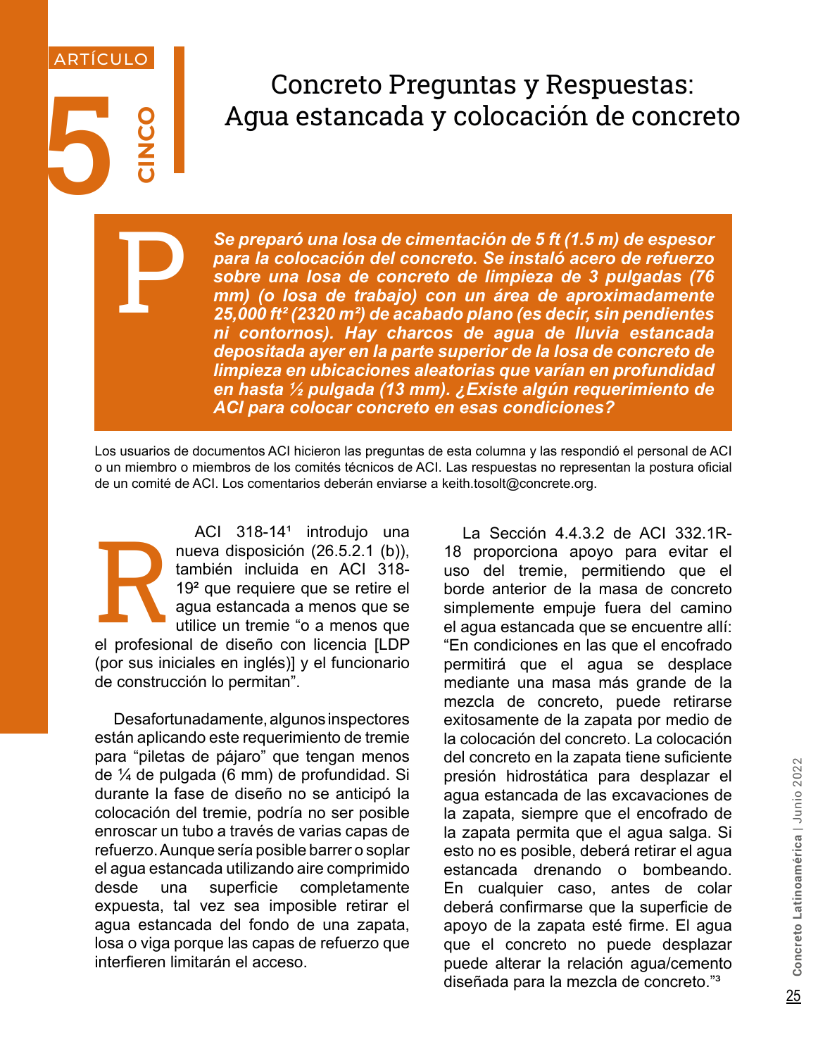ARTÍCULO

# 5 CINCO

# Concreto Preguntas y Respuestas: Agua estancada y colocación de concreto

**P** ***Se preparó una losa de cimentación de 5 ft (1.5 m) de espesor para la colocación del concreto. Se instaló acero de refuerzo sobre una losa de concreto de limpieza de 3 pulgadas (76 mm) (o losa de trabajo) con un área de aproximadamente 25,000 ft² (2320 m²) de acabado plano (es decir, sin pendientes ni contornos). Hay charcos de agua de lluvia estancada depositada ayer en la parte superior de la losa de concreto de limpieza en ubicaciones aleatorias que varían en profundidad en hasta ½ pulgada (13 mm). ¿Existe algún requerimiento de ACI para colocar concreto en esas condiciones?***

Los usuarios de documentos ACI hicieron las preguntas de esta columna y las respondió el personal de ACI o un miembro o miembros de los comités técnicos de ACI. Las respuestas no representan la postura oficial de un comité de ACI. Los comentarios deberán enviarse a keith.tosolt@concrete.org.

**R** ACI 318-14[1] introdujo una nueva disposición (26.5.2.1 (b)), también incluida en ACI 318-19[2] que requiere que se retire el agua estancada a menos que se utilice un tremie "o a menos que el profesional de diseño con licencia [LDP (por sus iniciales en inglés)] y el funcionario de construcción lo permitan".

Desafortunadamente, algunos inspectores están aplicando este requerimiento de tremie para "piletas de pájaro" que tengan menos de ¼ de pulgada (6 mm) de profundidad. Si durante la fase de diseño no se anticipó la colocación del tremie, podría no ser posible enroscar un tubo a través de varias capas de refuerzo. Aunque sería posible barrer o soplar el agua estancada utilizando aire comprimido desde una superficie completamente expuesta, tal vez sea imposible retirar el agua estancada del fondo de una zapata, losa o viga porque las capas de refuerzo que interfieren limitarán el acceso.

La Sección 4.4.3.2 de ACI 332.1R-18 proporciona apoyo para evitar el uso del tremie, permitiendo que el borde anterior de la masa de concreto simplemente empuje fuera del camino el agua estancada que se encuentre allí: "En condiciones en las que el encofrado permitirá que el agua se desplace mediante una masa más grande de la mezcla de concreto, puede retirarse exitosamente de la zapata por medio de la colocación del concreto. La colocación del concreto en la zapata tiene suficiente presión hidrostática para desplazar el agua estancada de las excavaciones de la zapata, siempre que el encofrado de la zapata permita que el agua salga. Si esto no es posible, deberá retirar el agua estancada drenando o bombeando. En cualquier caso, antes de colar deberá confirmarse que la superficie de apoyo de la zapata esté firme. El agua que el concreto no puede desplazar puede alterar la relación agua/cemento diseñada para la mezcla de concreto."[3]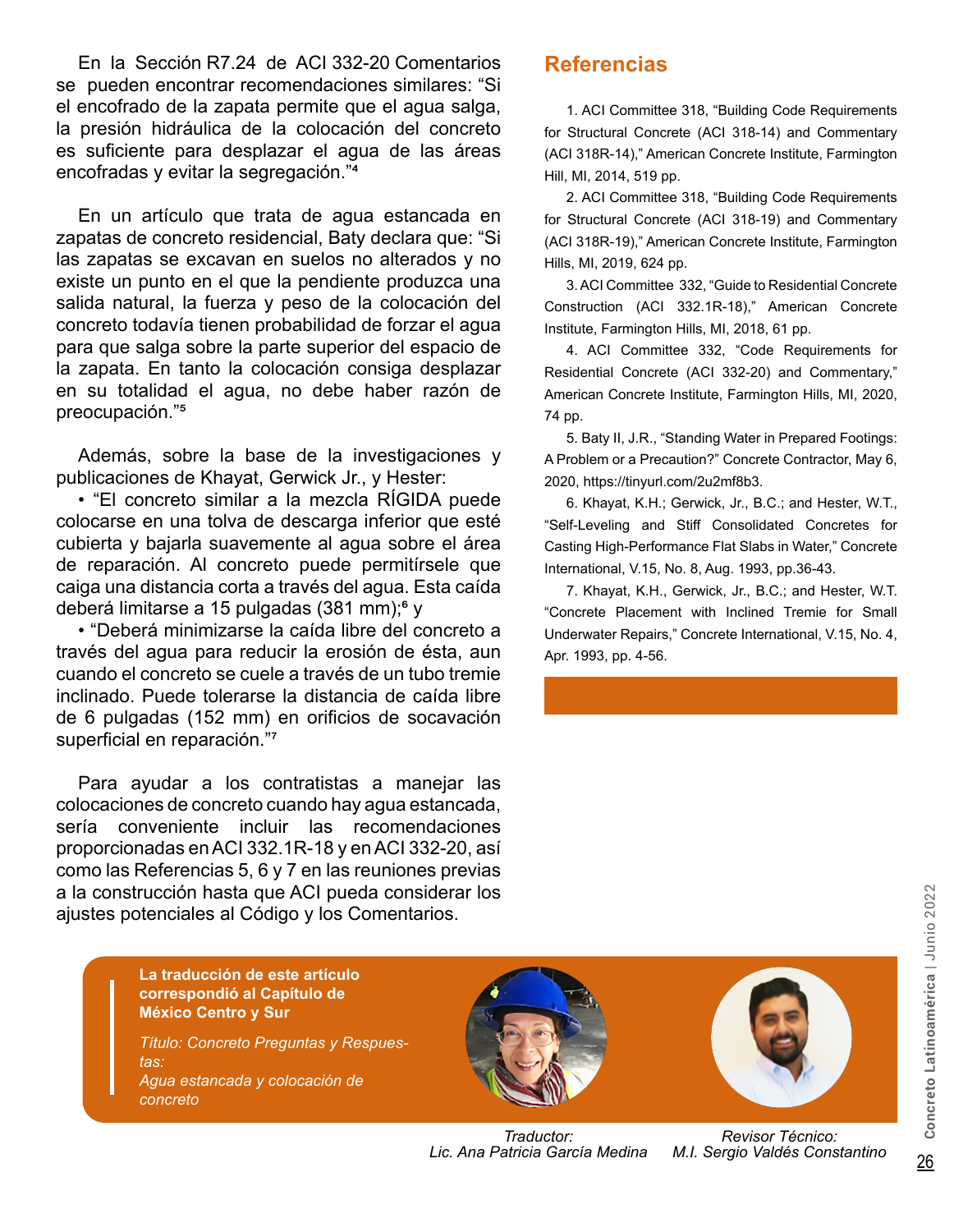En la Sección R7.24 de ACI 332-20 Comentarios se pueden encontrar recomendaciones similares: "Si el encofrado de la zapata permite que el agua salga, la presión hidráulica de la colocación del concreto es suficiente para desplazar el agua de las áreas encofradas y evitar la segregación."[4]

En un artículo que trata de agua estancada en zapatas de concreto residencial, Baty declara que: "Si las zapatas se excavan en suelos no alterados y no existe un punto en el que la pendiente produzca una salida natural, la fuerza y peso de la colocación del concreto todavía tienen probabilidad de forzar el agua para que salga sobre la parte superior del espacio de la zapata. En tanto la colocación consiga desplazar en su totalidad el agua, no debe haber razón de preocupación."[5]

Además, sobre la base de las investigaciones y publicaciones de Khayat, Gerwick Jr., y Hester:

- "El concreto similar a la mezcla RÍGIDA puede colocarse en una tolva de descarga inferior que esté cubierta y bajarla suavemente al agua sobre el área de reparación. Al concreto puede permitírsele que caiga una distancia corta a través del agua. Esta caída deberá limitarse a 15 pulgadas (381 mm);[6] y
- "Deberá minimizarse la caída libre del concreto a través del agua para reducir la erosión de ésta, aun cuando el concreto se cuele a través de un tubo tremie inclinado. Puede tolerarse la distancia de caída libre de 6 pulgadas (152 mm) en orificios de socavación superficial en reparación."[7]

Para ayudar a los contratistas a manejar las colocaciones de concreto cuando hay agua estancada, sería conveniente incluir las recomendaciones proporcionadas en ACI 332.1R-18 y en ACI 332-20, así como las Referencias 5, 6 y 7 en las reuniones previas a la construcción hasta que ACI pueda considerar los ajustes potenciales al Código y los Comentarios.

## Referencias

1. ACI Committee 318, "Building Code Requirements for Structural Concrete (ACI 318-14) and Commentary (ACI 318R-14)," American Concrete Institute, Farmington Hill, MI, 2014, 519 pp.
2. ACI Committee 318, "Building Code Requirements for Structural Concrete (ACI 318-19) and Commentary (ACI 318R-19)," American Concrete Institute, Farmington Hills, MI, 2019, 624 pp.
3. ACI Committee 332, "Guide to Residential Concrete Construction (ACI 332.1R-18)," American Concrete Institute, Farmington Hills, MI, 2018, 61 pp.
4. ACI Committee 332, "Code Requirements for Residential Concrete (ACI 332-20) and Commentary," American Concrete Institute, Farmington Hills, MI, 2020, 74 pp.
5. Baty II, J.R., "Standing Water in Prepared Footings: A Problem or a Precaution?" Concrete Contractor, May 6, 2020, https://tinyurl.com/2u2mf8b3.
6. Khayat, K.H.; Gerwick, Jr., B.C.; and Hester, W.T., "Self-Leveling and Stiff Consolidated Concretes for Casting High-Performance Flat Slabs in Water," Concrete International, V.15, No. 8, Aug. 1993, pp.36-43.
7. Khayat, K.H., Gerwick, Jr., B.C.; and Hester, W.T. "Concrete Placement with Inclined Tremie for Small Underwater Repairs," Concrete International, V.15, No. 4, Apr. 1993, pp. 4-56.

**La traducción de este artículo correspondió al Capítulo de México Centro y Sur**

*Título: Concreto Preguntas y Respuestas: Agua estancada y colocación de concreto*

*Traductor: Lic. Ana Patricia García Medina*

*Revisor Técnico: M.I. Sergio Valdés Constantino*